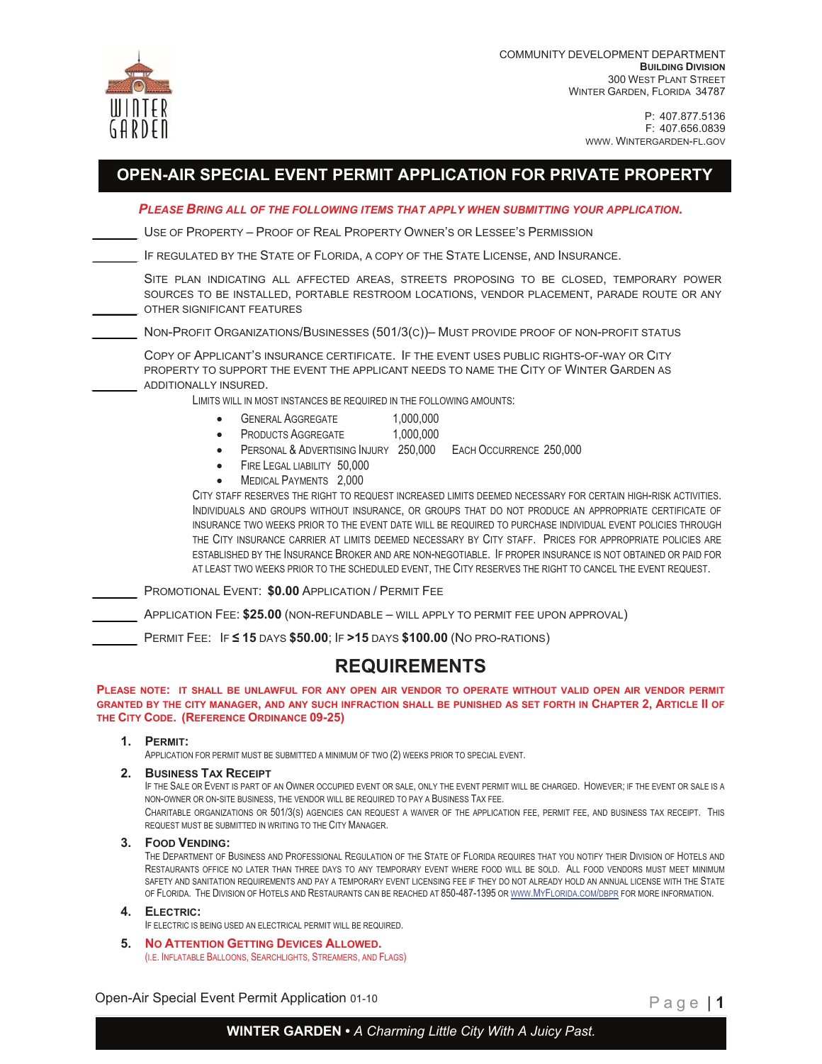COMMUNITY DEVELOPMENT DEPARTMENT
**BUILDING DIVISION**
300 WEST PLANT STREET
WINTER GARDEN, FLORIDA 34787

P: 407.877.5136
F: 407.656.0839
WWW. WINTERGARDEN-FL.GOV

# OPEN-AIR SPECIAL EVENT PERMIT APPLICATION FOR PRIVATE PROPERTY

***PLEASE BRING ALL OF THE FOLLOWING ITEMS THAT APPLY WHEN SUBMITTING YOUR APPLICATION.***

______ USE OF PROPERTY – PROOF OF REAL PROPERTY OWNER'S OR LESSEE'S PERMISSION

______ IF REGULATED BY THE STATE OF FLORIDA, A COPY OF THE STATE LICENSE, AND INSURANCE.

______ SITE PLAN INDICATING ALL AFFECTED AREAS, STREETS PROPOSING TO BE CLOSED, TEMPORARY POWER SOURCES TO BE INSTALLED, PORTABLE RESTROOM LOCATIONS, VENDOR PLACEMENT, PARADE ROUTE OR ANY OTHER SIGNIFICANT FEATURES

______ NON-PROFIT ORGANIZATIONS/BUSINESSES (501/3(C))– MUST PROVIDE PROOF OF NON-PROFIT STATUS

______ COPY OF APPLICANT'S INSURANCE CERTIFICATE. IF THE EVENT USES PUBLIC RIGHTS-OF-WAY OR CITY PROPERTY TO SUPPORT THE EVENT THE APPLICANT NEEDS TO NAME THE CITY OF WINTER GARDEN AS ADDITIONALLY INSURED.

LIMITS WILL IN MOST INSTANCES BE REQUIRED IN THE FOLLOWING AMOUNTS:

- GENERAL AGGREGATE 1,000,000
- PRODUCTS AGGREGATE 1,000,000
- PERSONAL & ADVERTISING INJURY 250,000 EACH OCCURRENCE 250,000
- FIRE LEGAL LIABILITY 50,000
- MEDICAL PAYMENTS 2,000

CITY STAFF RESERVES THE RIGHT TO REQUEST INCREASED LIMITS DEEMED NECESSARY FOR CERTAIN HIGH-RISK ACTIVITIES. INDIVIDUALS AND GROUPS WITHOUT INSURANCE, OR GROUPS THAT DO NOT PRODUCE AN APPROPRIATE CERTIFICATE OF INSURANCE TWO WEEKS PRIOR TO THE EVENT DATE WILL BE REQUIRED TO PURCHASE INDIVIDUAL EVENT POLICIES THROUGH THE CITY INSURANCE CARRIER AT LIMITS DEEMED NECESSARY BY CITY STAFF. PRICES FOR APPROPRIATE POLICIES ARE ESTABLISHED BY THE INSURANCE BROKER AND ARE NON-NEGOTIABLE. IF PROPER INSURANCE IS NOT OBTAINED OR PAID FOR AT LEAST TWO WEEKS PRIOR TO THE SCHEDULED EVENT, THE CITY RESERVES THE RIGHT TO CANCEL THE EVENT REQUEST.

______ PROMOTIONAL EVENT: **$0.00** APPLICATION / PERMIT FEE

______ APPLICATION FEE: **$25.00** (NON-REFUNDABLE – WILL APPLY TO PERMIT FEE UPON APPROVAL)

______ PERMIT FEE: IF **≤ 15** DAYS **$50.00**; IF **>15** DAYS **$100.00** (NO PRO-RATIONS)

## REQUIREMENTS

**PLEASE NOTE: IT SHALL BE UNLAWFUL FOR ANY OPEN AIR VENDOR TO OPERATE WITHOUT VALID OPEN AIR VENDOR PERMIT GRANTED BY THE CITY MANAGER, AND ANY SUCH INFRACTION SHALL BE PUNISHED AS SET FORTH IN CHAPTER 2, ARTICLE II OF THE CITY CODE. (REFERENCE ORDINANCE 09-25)**

1. **PERMIT:**
   APPLICATION FOR PERMIT MUST BE SUBMITTED A MINIMUM OF TWO (2) WEEKS PRIOR TO SPECIAL EVENT.

2. **BUSINESS TAX RECEIPT**
   IF THE SALE OR EVENT IS PART OF AN OWNER OCCUPIED EVENT OR SALE, ONLY THE EVENT PERMIT WILL BE CHARGED. HOWEVER; IF THE EVENT OR SALE IS A NON-OWNER OR ON-SITE BUSINESS, THE VENDOR WILL BE REQUIRED TO PAY A BUSINESS TAX FEE.
   CHARITABLE ORGANIZATIONS OR 501/3(S) AGENCIES CAN REQUEST A WAIVER OF THE APPLICATION FEE, PERMIT FEE, AND BUSINESS TAX RECEIPT. THIS REQUEST MUST BE SUBMITTED IN WRITING TO THE CITY MANAGER.

3. **FOOD VENDING:**
   THE DEPARTMENT OF BUSINESS AND PROFESSIONAL REGULATION OF THE STATE OF FLORIDA REQUIRES THAT YOU NOTIFY THEIR DIVISION OF HOTELS AND RESTAURANTS OFFICE NO LATER THAN THREE DAYS TO ANY TEMPORARY EVENT WHERE FOOD WILL BE SOLD. ALL FOOD VENDORS MUST MEET MINIMUM SAFETY AND SANITATION REQUIREMENTS AND PAY A TEMPORARY EVENT LICENSING FEE IF THEY DO NOT ALREADY HOLD AN ANNUAL LICENSE WITH THE STATE OF FLORIDA. THE DIVISION OF HOTELS AND RESTAURANTS CAN BE REACHED AT 850-487-1395 OR WWW.MYFLORIDA.COM/DBPR FOR MORE INFORMATION.

4. **ELECTRIC:**
   IF ELECTRIC IS BEING USED AN ELECTRICAL PERMIT WILL BE REQUIRED.

5. **NO ATTENTION GETTING DEVICES ALLOWED.**
   (I.E. INFLATABLE BALLOONS, SEARCHLIGHTS, STREAMERS, AND FLAGS)

Open-Air Special Event Permit Application 01-10

**WINTER GARDEN** • *A Charming Little City With A Juicy Past.*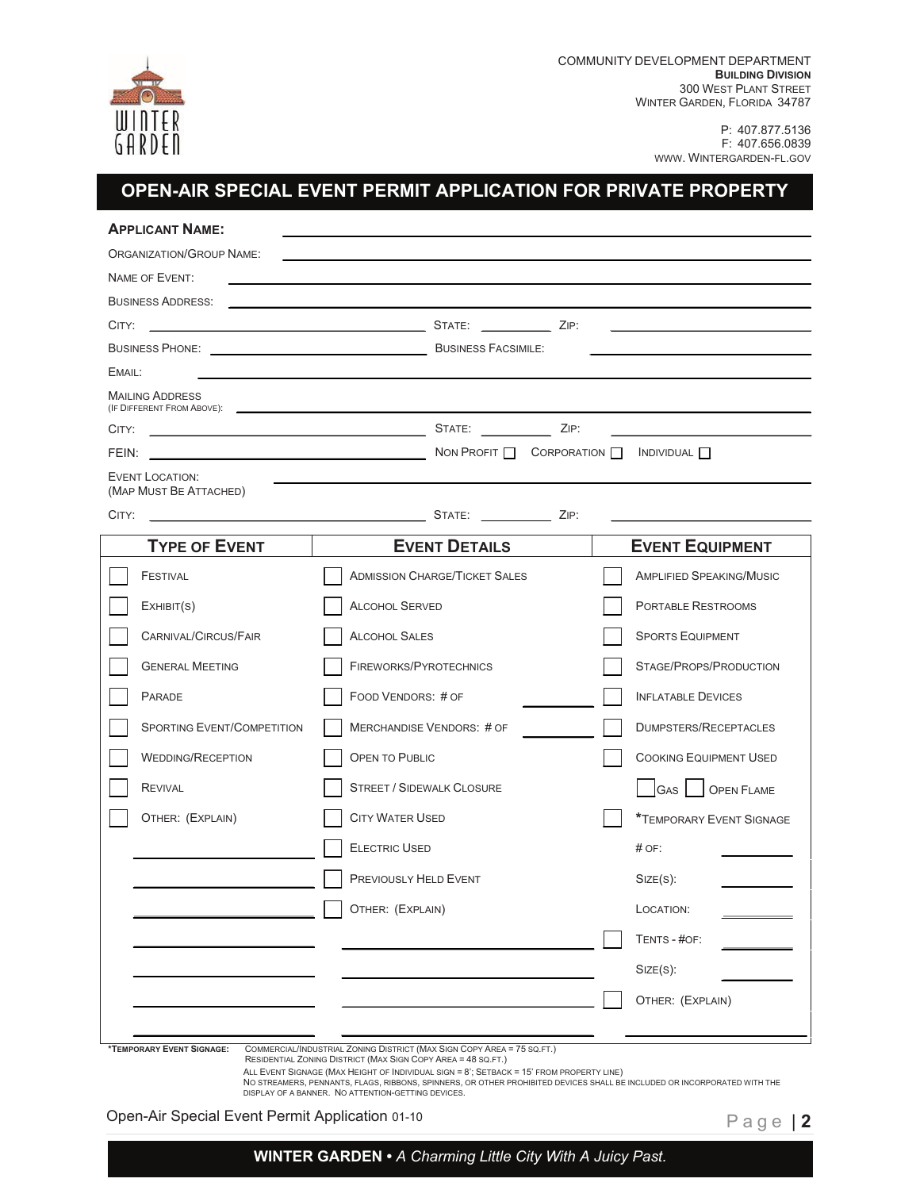COMMUNITY DEVELOPMENT DEPARTMENT
**BUILDING DIVISION**
300 WEST PLANT STREET
WINTER GARDEN, FLORIDA 34787

P: 407.877.5136
F: 407.656.0839
WWW. WINTERGARDEN-FL.GOV

# OPEN-AIR SPECIAL EVENT PERMIT APPLICATION FOR PRIVATE PROPERTY

**APPLICANT NAME:** ______________________________

ORGANIZATION/GROUP NAME: ______________________________

NAME OF EVENT: ______________________________

BUSINESS ADDRESS: ______________________________

CITY: ____________ STATE: ______ ZIP: ____________

BUSINESS PHONE: ____________ BUSINESS FACSIMILE: ____________

EMAIL: ______________________________

MAILING ADDRESS (IF DIFFERENT FROM ABOVE): ______________________________

CITY: ____________ STATE: ______ ZIP: ____________

FEIN: ____________ NON PROFIT ☐ CORPORATION ☐ INDIVIDUAL ☐

EVENT LOCATION: (MAP MUST BE ATTACHED) ______________________________

CITY: ____________ STATE: ______ ZIP: ____________

| TYPE OF EVENT | EVENT DETAILS | EVENT EQUIPMENT |
|---|---|---|
| ☐ FESTIVAL | ☐ ADMISSION CHARGE/TICKET SALES | ☐ AMPLIFIED SPEAKING/MUSIC |
| ☐ EXHIBIT(S) | ☐ ALCOHOL SERVED | ☐ PORTABLE RESTROOMS |
| ☐ CARNIVAL/CIRCUS/FAIR | ☐ ALCOHOL SALES | ☐ SPORTS EQUIPMENT |
| ☐ GENERAL MEETING | ☐ FIREWORKS/PYROTECHNICS | ☐ STAGE/PROPS/PRODUCTION |
| ☐ PARADE | ☐ FOOD VENDORS: # OF ______ | ☐ INFLATABLE DEVICES |
| ☐ SPORTING EVENT/COMPETITION | ☐ MERCHANDISE VENDORS: # OF ______ | ☐ DUMPSTERS/RECEPTACLES |
| ☐ WEDDING/RECEPTION | ☐ OPEN TO PUBLIC | ☐ COOKING EQUIPMENT USED |
| ☐ REVIVAL | ☐ STREET / SIDEWALK CLOSURE | ☐ GAS ☐ OPEN FLAME |
| ☐ OTHER: (EXPLAIN) | ☐ CITY WATER USED | ☐ *TEMPORARY EVENT SIGNAGE |
| ______ | ☐ ELECTRIC USED | # OF: ______ |
| ______ | ☐ PREVIOUSLY HELD EVENT | SIZE(S): ______ |
| ______ | ☐ OTHER: (EXPLAIN) | LOCATION: ______ |
| ______ | ______ | ☐ TENTS - #OF: ______ |
| ______ | ______ | SIZE(S): ______ |
| ______ | ______ | ☐ OTHER: (EXPLAIN) |
| ______ | ______ | ______ |

***TEMPORARY EVENT SIGNAGE:** COMMERCIAL/INDUSTRIAL ZONING DISTRICT (MAX SIGN COPY AREA = 75 SQ.FT.)
RESIDENTIAL ZONING DISTRICT (MAX SIGN COPY AREA = 48 SQ.FT.)
ALL EVENT SIGNAGE (MAX HEIGHT OF INDIVIDUAL SIGN = 8'; SETBACK = 15' FROM PROPERTY LINE)
NO STREAMERS, PENNANTS, FLAGS, RIBBONS, SPINNERS, OR OTHER PROHIBITED DEVICES SHALL BE INCLUDED OR INCORPORATED WITH THE DISPLAY OF A BANNER. NO ATTENTION-GETTING DEVICES.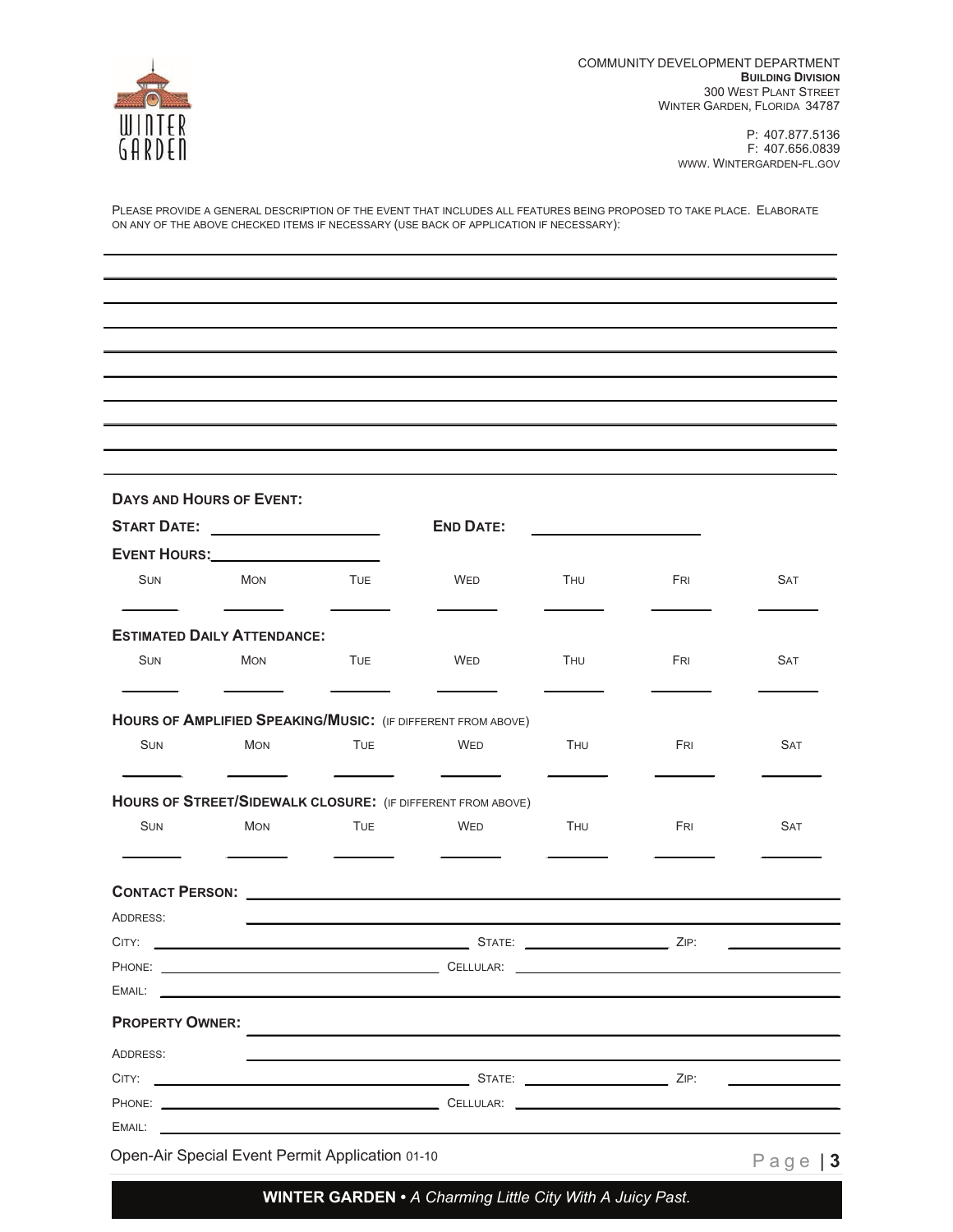PLEASE PROVIDE A GENERAL DESCRIPTION OF THE EVENT THAT INCLUDES ALL FEATURES BEING PROPOSED TO TAKE PLACE. ELABORATE ON ANY OF THE ABOVE CHECKED ITEMS IF NECESSARY (USE BACK OF APPLICATION IF NECESSARY):

\_\_\_\_\_\_\_\_\_\_\_\_\_\_\_\_\_\_\_\_\_\_\_\_\_\_\_\_\_\_\_\_\_\_\_\_\_\_\_\_\_\_\_\_\_\_\_\_\_\_\_\_\_\_\_\_\_\_\_\_\_\_\_\_\_\_\_\_\_\_\_\_\_\_\_\_

\_\_\_\_\_\_\_\_\_\_\_\_\_\_\_\_\_\_\_\_\_\_\_\_\_\_\_\_\_\_\_\_\_\_\_\_\_\_\_\_\_\_\_\_\_\_\_\_\_\_\_\_\_\_\_\_\_\_\_\_\_\_\_\_\_\_\_\_\_\_\_\_\_\_\_\_

\_\_\_\_\_\_\_\_\_\_\_\_\_\_\_\_\_\_\_\_\_\_\_\_\_\_\_\_\_\_\_\_\_\_\_\_\_\_\_\_\_\_\_\_\_\_\_\_\_\_\_\_\_\_\_\_\_\_\_\_\_\_\_\_\_\_\_\_\_\_\_\_\_\_\_\_

\_\_\_\_\_\_\_\_\_\_\_\_\_\_\_\_\_\_\_\_\_\_\_\_\_\_\_\_\_\_\_\_\_\_\_\_\_\_\_\_\_\_\_\_\_\_\_\_\_\_\_\_\_\_\_\_\_\_\_\_\_\_\_\_\_\_\_\_\_\_\_\_\_\_\_\_

\_\_\_\_\_\_\_\_\_\_\_\_\_\_\_\_\_\_\_\_\_\_\_\_\_\_\_\_\_\_\_\_\_\_\_\_\_\_\_\_\_\_\_\_\_\_\_\_\_\_\_\_\_\_\_\_\_\_\_\_\_\_\_\_\_\_\_\_\_\_\_\_\_\_\_\_

\_\_\_\_\_\_\_\_\_\_\_\_\_\_\_\_\_\_\_\_\_\_\_\_\_\_\_\_\_\_\_\_\_\_\_\_\_\_\_\_\_\_\_\_\_\_\_\_\_\_\_\_\_\_\_\_\_\_\_\_\_\_\_\_\_\_\_\_\_\_\_\_\_\_\_\_

\_\_\_\_\_\_\_\_\_\_\_\_\_\_\_\_\_\_\_\_\_\_\_\_\_\_\_\_\_\_\_\_\_\_\_\_\_\_\_\_\_\_\_\_\_\_\_\_\_\_\_\_\_\_\_\_\_\_\_\_\_\_\_\_\_\_\_\_\_\_\_\_\_\_\_\_

\_\_\_\_\_\_\_\_\_\_\_\_\_\_\_\_\_\_\_\_\_\_\_\_\_\_\_\_\_\_\_\_\_\_\_\_\_\_\_\_\_\_\_\_\_\_\_\_\_\_\_\_\_\_\_\_\_\_\_\_\_\_\_\_\_\_\_\_\_\_\_\_\_\_\_\_

\_\_\_\_\_\_\_\_\_\_\_\_\_\_\_\_\_\_\_\_\_\_\_\_\_\_\_\_\_\_\_\_\_\_\_\_\_\_\_\_\_\_\_\_\_\_\_\_\_\_\_\_\_\_\_\_\_\_\_\_\_\_\_\_\_\_\_\_\_\_\_\_\_\_\_\_

\_\_\_\_\_\_\_\_\_\_\_\_\_\_\_\_\_\_\_\_\_\_\_\_\_\_\_\_\_\_\_\_\_\_\_\_\_\_\_\_\_\_\_\_\_\_\_\_\_\_\_\_\_\_\_\_\_\_\_\_\_\_\_\_\_\_\_\_\_\_\_\_\_\_\_\_

**DAYS AND HOURS OF EVENT:**

**START DATE:** \_\_\_\_\_\_\_\_\_\_\_\_\_\_\_\_\_\_\_\_ **END DATE:** \_\_\_\_\_\_\_\_\_\_\_\_\_\_\_\_\_\_\_\_

**EVENT HOURS:** \_\_\_\_\_\_\_\_\_\_\_\_\_\_\_\_\_\_\_\_

| SUN | MON | TUE | WED | THU | FRI | SAT |
|---|---|---|---|---|---|---|
| | | | | | | |

**ESTIMATED DAILY ATTENDANCE:**

| SUN | MON | TUE | WED | THU | FRI | SAT |
|---|---|---|---|---|---|---|
| | | | | | | |

**HOURS OF AMPLIFIED SPEAKING/MUSIC:** (IF DIFFERENT FROM ABOVE)

| SUN | MON | TUE | WED | THU | FRI | SAT |
|---|---|---|---|---|---|---|
| | | | | | | |

**HOURS OF STREET/SIDEWALK CLOSURE:** (IF DIFFERENT FROM ABOVE)

| SUN | MON | TUE | WED | THU | FRI | SAT |
|---|---|---|---|---|---|---|
| | | | | | | |

**CONTACT PERSON:** \_\_\_\_\_\_\_\_\_\_\_\_\_\_\_\_\_\_\_\_\_\_\_\_\_\_\_\_\_\_\_\_\_\_\_\_\_\_\_\_

ADDRESS: \_\_\_\_\_\_\_\_\_\_\_\_\_\_\_\_\_\_\_\_\_\_\_\_\_\_\_\_\_\_\_\_\_\_\_\_\_\_\_\_

CITY: \_\_\_\_\_\_\_\_\_\_\_\_\_\_\_\_\_\_\_\_ STATE: \_\_\_\_\_\_\_\_\_\_ ZIP: \_\_\_\_\_\_\_\_\_\_

PHONE: \_\_\_\_\_\_\_\_\_\_\_\_\_\_\_\_\_\_\_\_ CELLULAR: \_\_\_\_\_\_\_\_\_\_\_\_\_\_\_\_\_\_\_\_

EMAIL: \_\_\_\_\_\_\_\_\_\_\_\_\_\_\_\_\_\_\_\_\_\_\_\_\_\_\_\_\_\_\_\_\_\_\_\_\_\_\_\_

**PROPERTY OWNER:** \_\_\_\_\_\_\_\_\_\_\_\_\_\_\_\_\_\_\_\_\_\_\_\_\_\_\_\_\_\_\_\_\_\_\_\_\_\_\_\_

ADDRESS: \_\_\_\_\_\_\_\_\_\_\_\_\_\_\_\_\_\_\_\_\_\_\_\_\_\_\_\_\_\_\_\_\_\_\_\_\_\_\_\_

CITY: \_\_\_\_\_\_\_\_\_\_\_\_\_\_\_\_\_\_\_\_ STATE: \_\_\_\_\_\_\_\_\_\_ ZIP: \_\_\_\_\_\_\_\_\_\_

PHONE: \_\_\_\_\_\_\_\_\_\_\_\_\_\_\_\_\_\_\_\_ CELLULAR: \_\_\_\_\_\_\_\_\_\_\_\_\_\_\_\_\_\_\_\_

EMAIL: \_\_\_\_\_\_\_\_\_\_\_\_\_\_\_\_\_\_\_\_\_\_\_\_\_\_\_\_\_\_\_\_\_\_\_\_\_\_\_\_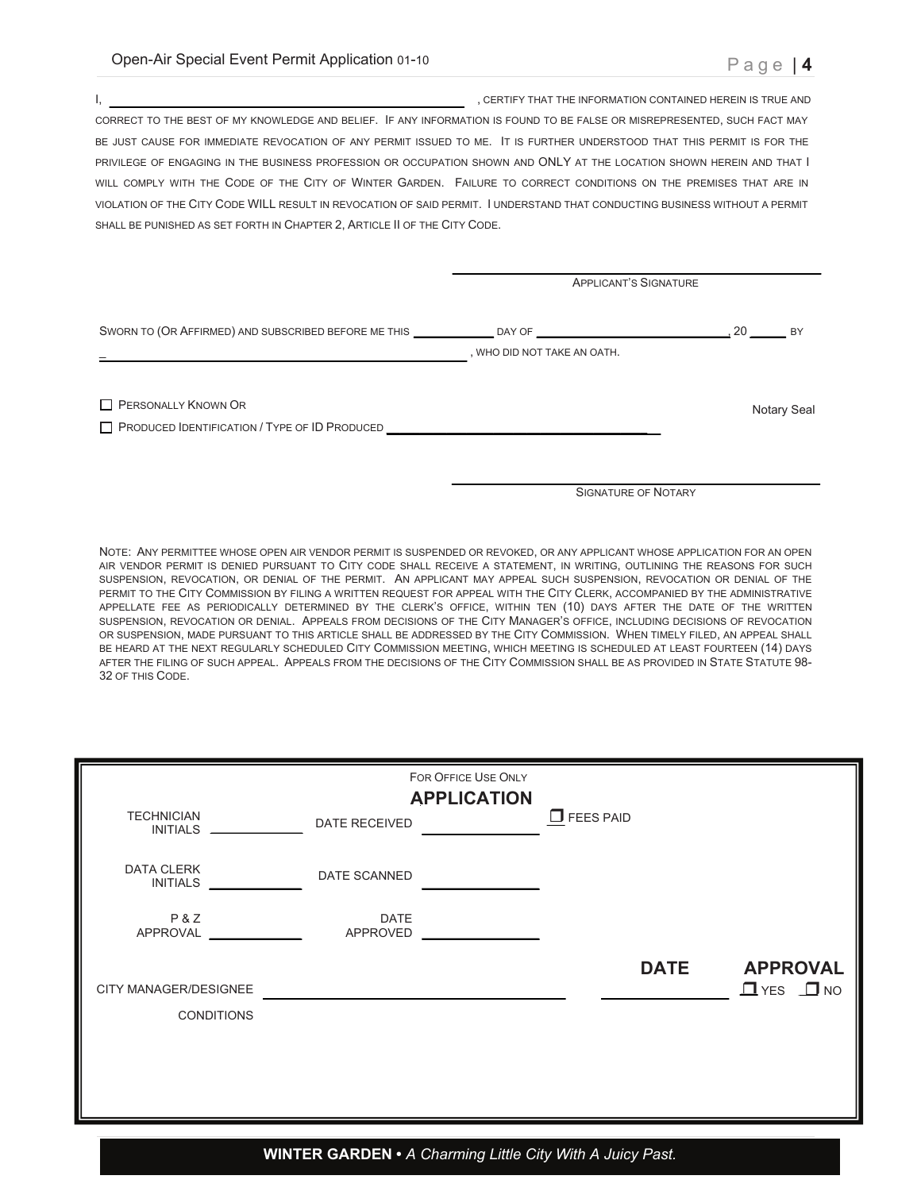I, \_\_\_\_\_\_\_\_\_\_\_\_\_\_\_\_\_\_\_\_\_\_\_\_\_\_\_\_\_\_\_\_\_\_\_\_\_\_\_\_, CERTIFY THAT THE INFORMATION CONTAINED HEREIN IS TRUE AND CORRECT TO THE BEST OF MY KNOWLEDGE AND BELIEF. IF ANY INFORMATION IS FOUND TO BE FALSE OR MISREPRESENTED, SUCH FACT MAY BE JUST CAUSE FOR IMMEDIATE REVOCATION OF ANY PERMIT ISSUED TO ME. IT IS FURTHER UNDERSTOOD THAT THIS PERMIT IS FOR THE PRIVILEGE OF ENGAGING IN THE BUSINESS PROFESSION OR OCCUPATION SHOWN AND ONLY AT THE LOCATION SHOWN HEREIN AND THAT I WILL COMPLY WITH THE CODE OF THE CITY OF WINTER GARDEN. FAILURE TO CORRECT CONDITIONS ON THE PREMISES THAT ARE IN VIOLATION OF THE CITY CODE WILL RESULT IN REVOCATION OF SAID PERMIT. I UNDERSTAND THAT CONDUCTING BUSINESS WITHOUT A PERMIT SHALL BE PUNISHED AS SET FORTH IN CHAPTER 2, ARTICLE II OF THE CITY CODE.

\_\_\_\_\_\_\_\_\_\_\_\_\_\_\_\_\_\_\_\_\_\_\_\_\_\_\_\_\_\_\_\_\_\_\_\_\_\_\_\_
APPLICANT'S SIGNATURE

SWORN TO (OR AFFIRMED) AND SUBSCRIBED BEFORE ME THIS \_\_\_\_\_\_\_\_ DAY OF \_\_\_\_\_\_\_\_\_\_\_\_\_\_\_\_\_\_\_\_, 20 \_\_\_\_ BY \_\_\_\_\_\_\_\_\_\_\_\_\_\_\_\_\_\_\_\_\_\_\_\_\_\_\_\_\_\_\_\_\_\_\_\_\_\_\_\_, WHO DID NOT TAKE AN OATH.

☐ PERSONALLY KNOWN OR

☐ PRODUCED IDENTIFICATION / TYPE OF ID PRODUCED \_\_\_\_\_\_\_\_\_\_\_\_\_\_\_\_\_\_\_\_\_\_\_\_\_\_\_\_\_\_\_\_\_\_\_\_

Notary Seal

\_\_\_\_\_\_\_\_\_\_\_\_\_\_\_\_\_\_\_\_\_\_\_\_\_\_\_\_\_\_\_\_\_\_\_\_\_\_\_\_
SIGNATURE OF NOTARY

NOTE: ANY PERMITTEE WHOSE OPEN AIR VENDOR PERMIT IS SUSPENDED OR REVOKED, OR ANY APPLICANT WHOSE APPLICATION FOR AN OPEN AIR VENDOR PERMIT IS DENIED PURSUANT TO CITY CODE SHALL RECEIVE A STATEMENT, IN WRITING, OUTLINING THE REASONS FOR SUCH SUSPENSION, REVOCATION, OR DENIAL OF THE PERMIT. AN APPLICANT MAY APPEAL SUCH SUSPENSION, REVOCATION OR DENIAL OF THE PERMIT TO THE CITY COMMISSION BY FILING A WRITTEN REQUEST FOR APPEAL WITH THE CITY CLERK, ACCOMPANIED BY THE ADMINISTRATIVE APPELLATE FEE AS PERIODICALLY DETERMINED BY THE CLERK'S OFFICE, WITHIN TEN (10) DAYS AFTER THE DATE OF THE WRITTEN SUSPENSION, REVOCATION OR DENIAL. APPEALS FROM DECISIONS OF THE CITY MANAGER'S OFFICE, INCLUDING DECISIONS OF REVOCATION OR SUSPENSION, MADE PURSUANT TO THIS ARTICLE SHALL BE ADDRESSED BY THE CITY COMMISSION. WHEN TIMELY FILED, AN APPEAL SHALL BE HEARD AT THE NEXT REGULARLY SCHEDULED CITY COMMISSION MEETING, WHICH MEETING IS SCHEDULED AT LEAST FOURTEEN (14) DAYS AFTER THE FILING OF SUCH APPEAL. APPEALS FROM THE DECISIONS OF THE CITY COMMISSION SHALL BE AS PROVIDED IN STATE STATUTE 98-32 OF THIS CODE.

FOR OFFICE USE ONLY

**APPLICATION**

| | | | | | |
|---|---|---|---|---|---|
| TECHNICIAN INITIALS | \_\_\_\_\_\_ | DATE RECEIVED | \_\_\_\_\_\_ | ☐ FEES PAID | |
| DATA CLERK INITIALS | \_\_\_\_\_\_ | DATE SCANNED | \_\_\_\_\_\_ | | |
| P & Z APPROVAL | \_\_\_\_\_\_ | DATE APPROVED | \_\_\_\_\_\_ | | |

| | | **DATE** | **APPROVAL** |
|---|---|---|---|
| CITY MANAGER/DESIGNEE | \_\_\_\_\_\_\_\_\_\_\_\_\_\_\_\_ | \_\_\_\_\_\_\_\_ | ☐ YES ☐ NO |

CONDITIONS

**WINTER GARDEN** • *A Charming Little City With A Juicy Past.*